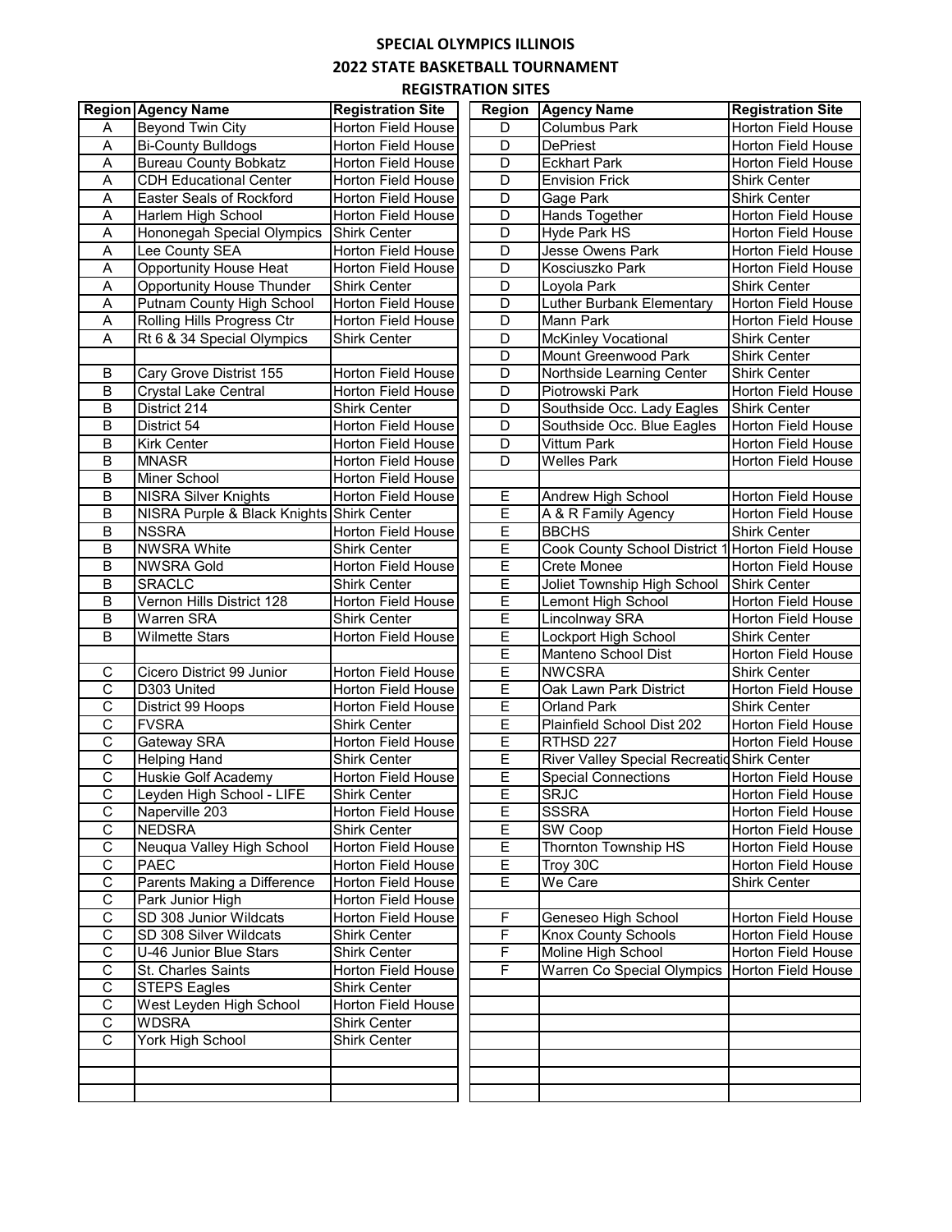# SPECIAL OLYMPICS ILLINOIS
## 2022 STATE BASKETBALL TOURNAMENT
### REGISTRATION SITES

| Region | Agency Name | Registration Site |
|---|---|---|
| A | Beyond Twin City | Horton Field House |
| A | Bi-County Bulldogs | Horton Field House |
| A | Bureau County Bobkatz | Horton Field House |
| A | CDH Educational Center | Horton Field House |
| A | Easter Seals of Rockford | Horton Field House |
| A | Harlem High School | Horton Field House |
| A | Hononegah Special Olympics | Shirk Center |
| A | Lee County SEA | Horton Field House |
| A | Opportunity House Heat | Horton Field House |
| A | Opportunity House Thunder | Shirk Center |
| A | Putnam County High School | Horton Field House |
| A | Rolling Hills Progress Ctr | Horton Field House |
| A | Rt 6 & 34 Special Olympics | Shirk Center |
| | | |
| B | Cary Grove Distrist 155 | Horton Field House |
| B | Crystal Lake Central | Horton Field House |
| B | District 214 | Shirk Center |
| B | District 54 | Horton Field House |
| B | Kirk Center | Horton Field House |
| B | MNASR | Horton Field House |
| B | Miner School | Horton Field House |
| B | NISRA Silver Knights | Horton Field House |
| B | NISRA Purple & Black Knights | Shirk Center |
| B | NSSRA | Horton Field House |
| B | NWSRA White | Shirk Center |
| B | NWSRA Gold | Horton Field House |
| B | SRACLC | Shirk Center |
| B | Vernon Hills District 128 | Horton Field House |
| B | Warren SRA | Shirk Center |
| B | Wilmette Stars | Horton Field House |
| | | |
| C | Cicero District 99 Junior | Horton Field House |
| C | D303 United | Horton Field House |
| C | District 99 Hoops | Horton Field House |
| C | FVSRA | Shirk Center |
| C | Gateway SRA | Horton Field House |
| C | Helping Hand | Shirk Center |
| C | Huskie Golf Academy | Horton Field House |
| C | Leyden High School - LIFE | Shirk Center |
| C | Naperville 203 | Horton Field House |
| C | NEDSRA | Shirk Center |
| C | Neuqua Valley High School | Horton Field House |
| C | PAEC | Horton Field House |
| C | Parents Making a Difference | Horton Field House |
| C | Park Junior High | Horton Field House |
| C | SD 308 Junior Wildcats | Horton Field House |
| C | SD 308 Silver Wildcats | Shirk Center |
| C | U-46 Junior Blue Stars | Shirk Center |
| C | St. Charles Saints | Horton Field House |
| C | STEPS Eagles | Shirk Center |
| C | West Leyden High School | Horton Field House |
| C | WDSRA | Shirk Center |
| C | York High School | Shirk Center |

| Region | Agency Name | Registration Site |
|---|---|---|
| D | Columbus Park | Horton Field House |
| D | DePriest | Horton Field House |
| D | Eckhart Park | Horton Field House |
| D | Envision Frick | Shirk Center |
| D | Gage Park | Shirk Center |
| D | Hands Together | Horton Field House |
| D | Hyde Park HS | Horton Field House |
| D | Jesse Owens Park | Horton Field House |
| D | Kosciuszko Park | Horton Field House |
| D | Loyola Park | Shirk Center |
| D | Luther Burbank Elementary | Horton Field House |
| D | Mann Park | Horton Field House |
| D | McKinley Vocational | Shirk Center |
| D | Mount Greenwood Park | Shirk Center |
| D | Northside Learning Center | Shirk Center |
| D | Piotrowski Park | Horton Field House |
| D | Southside Occ. Lady Eagles | Shirk Center |
| D | Southside Occ. Blue Eagles | Horton Field House |
| D | Vittum Park | Horton Field House |
| D | Welles Park | Horton Field House |
| | | |
| E | Andrew High School | Horton Field House |
| E | A & R Family Agency | Horton Field House |
| E | BBCHS | Shirk Center |
| E | Cook County School District 1 | Horton Field House |
| E | Crete Monee | Horton Field House |
| E | Joliet Township High School | Shirk Center |
| E | Lemont High School | Horton Field House |
| E | Lincolnway SRA | Horton Field House |
| E | Lockport High School | Shirk Center |
| E | Manteno School Dist | Horton Field House |
| E | NWCSRA | Shirk Center |
| E | Oak Lawn Park District | Horton Field House |
| E | Orland Park | Shirk Center |
| E | Plainfield School Dist 202 | Horton Field House |
| E | RTHSD 227 | Horton Field House |
| E | River Valley Special Recreatio | Shirk Center |
| E | Special Connections | Horton Field House |
| E | SRJC | Horton Field House |
| E | SSSRA | Horton Field House |
| E | SW Coop | Horton Field House |
| E | Thornton Township HS | Horton Field House |
| E | Troy 30C | Horton Field House |
| E | We Care | Shirk Center |
| | | |
| F | Geneseo High School | Horton Field House |
| F | Knox County Schools | Horton Field House |
| F | Moline High School | Horton Field House |
| F | Warren Co Special Olympics | Horton Field House |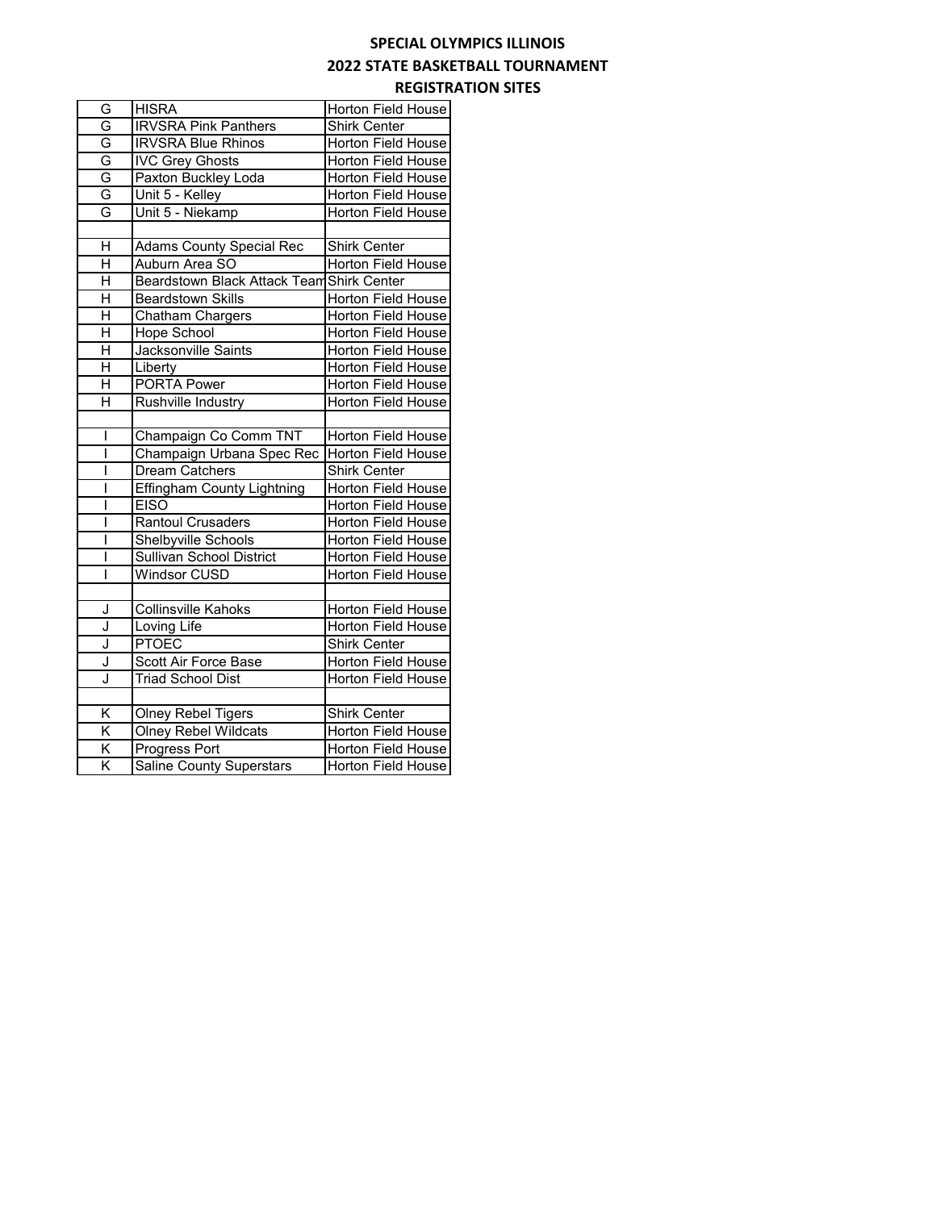**SPECIAL OLYMPICS ILLINOIS**
**2022 STATE BASKETBALL TOURNAMENT**
**REGISTRATION SITES**

| | | |
|---|---|---|
| G | HISRA | Horton Field House |
| G | IRVSRA Pink Panthers | Shirk Center |
| G | IRVSRA Blue Rhinos | Horton Field House |
| G | IVC Grey Ghosts | Horton Field House |
| G | Paxton Buckley Loda | Horton Field House |
| G | Unit 5 - Kelley | Horton Field House |
| G | Unit 5 - Niekamp | Horton Field House |
| | | |
| H | Adams County Special Rec | Shirk Center |
| H | Auburn Area SO | Horton Field House |
| H | Beardstown Black Attack Team | Shirk Center |
| H | Beardstown Skills | Horton Field House |
| H | Chatham Chargers | Horton Field House |
| H | Hope School | Horton Field House |
| H | Jacksonville Saints | Horton Field House |
| H | Liberty | Horton Field House |
| H | PORTA Power | Horton Field House |
| H | Rushville Industry | Horton Field House |
| | | |
| I | Champaign Co Comm TNT | Horton Field House |
| I | Champaign Urbana Spec Rec | Horton Field House |
| I | Dream Catchers | Shirk Center |
| I | Effingham County Lightning | Horton Field House |
| I | EISO | Horton Field House |
| I | Rantoul Crusaders | Horton Field House |
| I | Shelbyville Schools | Horton Field House |
| I | Sullivan School District | Horton Field House |
| I | Windsor CUSD | Horton Field House |
| | | |
| J | Collinsville Kahoks | Horton Field House |
| J | Loving Life | Horton Field House |
| J | PTOEC | Shirk Center |
| J | Scott Air Force Base | Horton Field House |
| J | Triad School Dist | Horton Field House |
| | | |
| K | Olney Rebel Tigers | Shirk Center |
| K | Olney Rebel Wildcats | Horton Field House |
| K | Progress Port | Horton Field House |
| K | Saline County Superstars | Horton Field House |